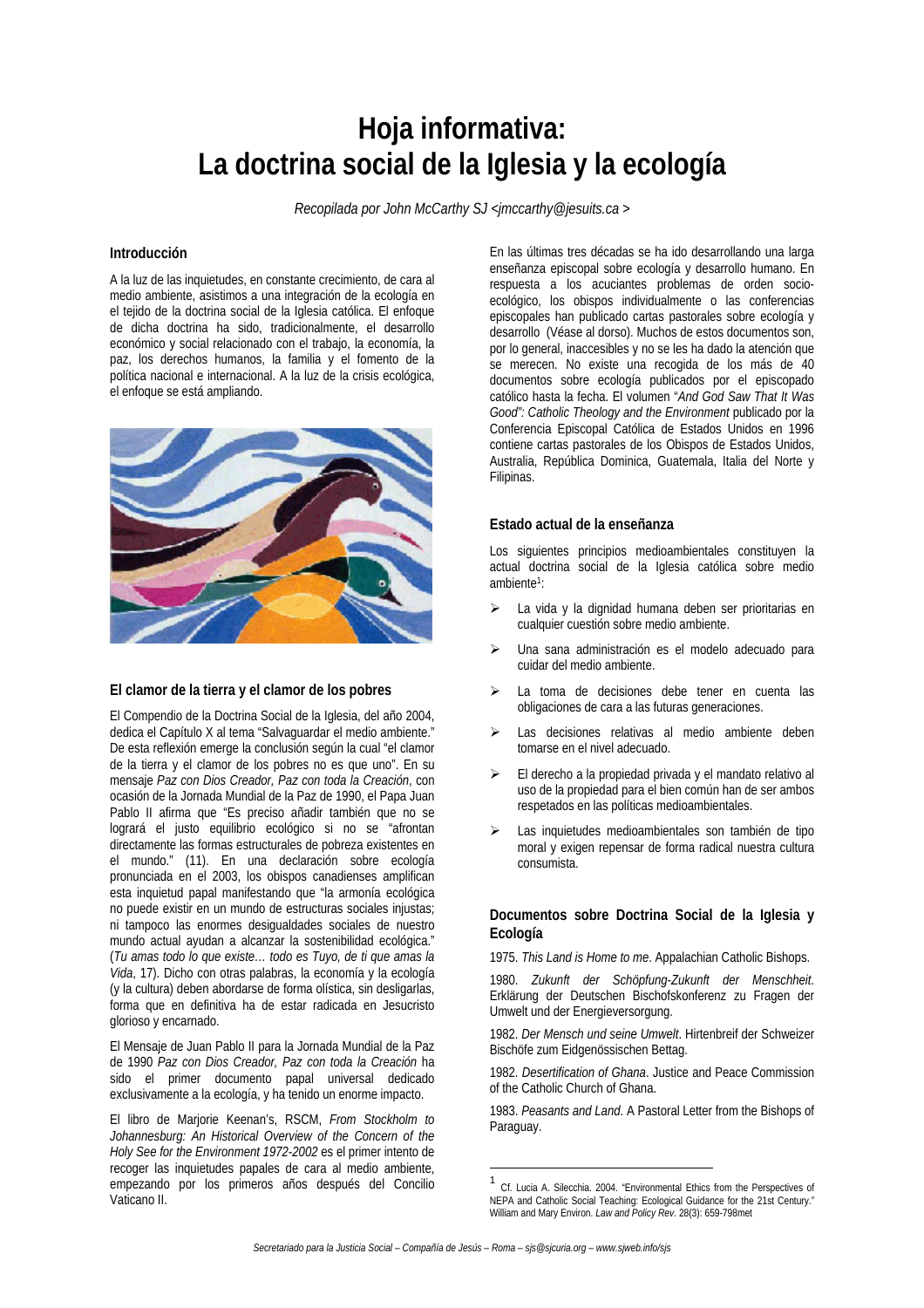# Hoja informativa: La doctrina social de la Iglesia y la ecología

*Recopilada por John McCarthy SJ <jmccarthy@jesuits.ca >*

### Introducción

A la luz de las inquietudes, en constante crecimiento, de cara al medio ambiente, asistimos a una integración de la ecología en el tejido de la doctrina social de la Iglesia católica. El enfoque de dicha doctrina ha sido, tradicionalmente, el desarrollo económico y social relacionado con el trabajo, la economía, la paz, los derechos humanos, la familia y el fomento de la política nacional e internacional. A la luz de la crisis ecológica, el enfoque se está ampliando.

### El clamor de la tierra y el clamor de los pobres

El Compendio de la Doctrina Social de la Iglesia, del año 2004, dedica el Capítulo X al tema "Salvaguardar el medio ambiente." De esta reflexión emerge la conclusión según la cual "el clamor de la tierra y el clamor de los pobres no es que uno". En su mensaje *Paz con Dios Creador, Paz con toda la Creación*, con ocasión de la Jornada Mundial de la Paz de 1990, el Papa Juan Pablo II afirma que "Es preciso añadir también que no se logrará el justo equilibrio ecológico si no se "afrontan directamente las formas estructurales de pobreza existentes en el mundo." (11). En una declaración sobre ecología pronunciada en el 2003, los obispos canadienses amplifican esta inquietud papal manifestando que "la armonía ecológica no puede existir en un mundo de estructuras sociales injustas; ni tampoco las enormes desigualdades sociales de nuestro mundo actual ayudan a alcanzar la sostenibilidad ecológica." (*Tu amas todo lo que existe… todo es Tuyo, de ti que amas la Vida*, 17). Dicho con otras palabras, la economía y la ecología (y la cultura) deben abordarse de forma olística, sin desligarlas, forma que en definitiva ha de estar radicada en Jesucristo glorioso y encarnado.

El Mensaje de Juan Pablo II para la Jornada Mundial de la Paz de 1990 *Paz con Dios Creador, Paz con toda la Creación* ha sido el primer documento papal universal dedicado exclusivamente a la ecología, y ha tenido un enorme impacto.

El libro de Marjorie Keenan's, RSCM, *From Stockholm to Johannesburg: An Historical Overview of the Concern of the Holy See for the Environment 1972-2002* es el primer intento de recoger las inquietudes papales de cara al medio ambiente, empezando por los primeros años después del Concilio Vaticano II.

En las últimas tres décadas se ha ido desarrollando una larga enseñanza episcopal sobre ecología y desarrollo humano. En respuesta a los acuciantes problemas de orden socio-ecológico, los obispos individualmente o las conferencias episcopales han publicado cartas pastorales sobre ecología y desarrollo (Véase al dorso). Muchos de estos documentos son, por lo general, inaccesibles y no se les ha dado la atención que se merecen. No existe una recogida de los más de 40 documentos sobre ecología publicados por el episcopado católico hasta la fecha. El volumen "*And God Saw That It Was Good": Catholic Theology and the Environment* publicado por la Conferencia Episcopal Católica de Estados Unidos en 1996 contiene cartas pastorales de los Obispos de Estados Unidos, Australia, República Dominica, Guatemala, Italia del Norte y Filipinas.

### Estado actual de la enseñanza

Los siguientes principios medioambientales constituyen la actual doctrina social de la Iglesia católica sobre medio ambiente[1]:

- La vida y la dignidad humana deben ser prioritarias en cualquier cuestión sobre medio ambiente.
- Una sana administración es el modelo adecuado para cuidar del medio ambiente.
- La toma de decisiones debe tener en cuenta las obligaciones de cara a las futuras generaciones.
- Las decisiones relativas al medio ambiente deben tomarse en el nivel adecuado.
- El derecho a la propiedad privada y el mandato relativo al uso de la propiedad para el bien común han de ser ambos respetados en las políticas medioambientales.
- Las inquietudes medioambientales son también de tipo moral y exigen repensar de forma radical nuestra cultura consumista.

### Documentos sobre Doctrina Social de la Iglesia y Ecología

1975. *This Land is Home to me*. Appalachian Catholic Bishops.

1980. *Zukunft der Schöpfung-Zukunft der Menschheit*. Erklärung der Deutschen Bischofskonferenz zu Fragen der Umwelt und der Energieversorgung.

1982. *Der Mensch und seine Umwelt*. Hirtenbreif der Schweizer Bischöfe zum Eidgenössischen Bettag.

1982. *Desertification of Ghana*. Justice and Peace Commission of the Catholic Church of Ghana.

1983. *Peasants and Land*. A Pastoral Letter from the Bishops of Paraguay.

---

[1] Cf. Lucia A. Silecchia. 2004. "Environmental Ethics from the Perspectives of NEPA and Catholic Social Teaching: Ecological Guidance for the 21st Century." William and Mary Environ. *Law and Policy Rev*. 28(3): 659-798met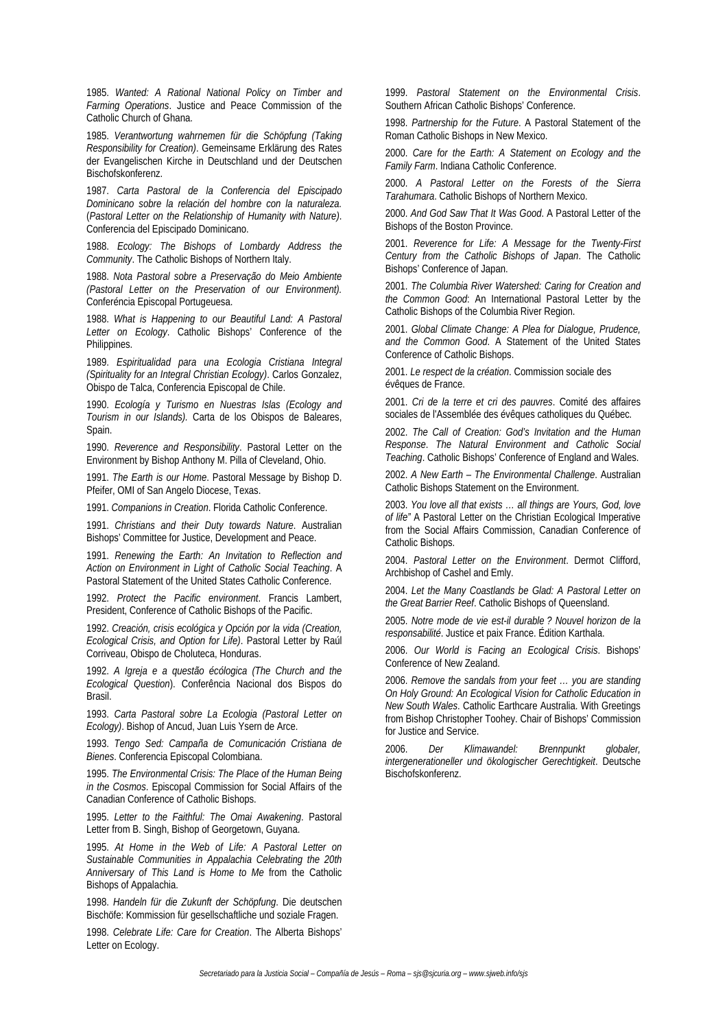1985. *Wanted: A Rational National Policy on Timber and Farming Operations*. Justice and Peace Commission of the Catholic Church of Ghana.

1985. *Verantwortung wahrnemen für die Schöpfung (Taking Responsibility for Creation)*. Gemeinsame Erklärung des Rates der Evangelischen Kirche in Deutschland und der Deutschen Bischofskonferenz.

1987. *Carta Pastoral de la Conferencia del Episcipado Dominicano sobre la relación del hombre con la naturaleza.* (*Pastoral Letter on the Relationship of Humanity with Nature)*. Conferencia del Episcipado Dominicano.

1988. *Ecology: The Bishops of Lombardy Address the Community*. The Catholic Bishops of Northern Italy.

1988. *Nota Pastoral sobre a Preservação do Meio Ambiente (Pastoral Letter on the Preservation of our Environment).* Conferéncia Episcopal Portugeuesa.

1988. *What is Happening to our Beautiful Land: A Pastoral Letter on Ecology*. Catholic Bishops' Conference of the Philippines.

1989. *Espiritualidad para una Ecologia Cristiana Integral (Spirituality for an Integral Christian Ecology)*. Carlos Gonzalez, Obispo de Talca, Conferencia Episcopal de Chile.

1990. *Ecología y Turismo en Nuestras Islas (Ecology and Tourism in our Islands).* Carta de los Obispos de Baleares, Spain.

1990. *Reverence and Responsibility*. Pastoral Letter on the Environment by Bishop Anthony M. Pilla of Cleveland, Ohio.

1991. *The Earth is our Home*. Pastoral Message by Bishop D. Pfeifer, OMI of San Angelo Diocese, Texas.

1991. *Companions in Creation*. Florida Catholic Conference.

1991. *Christians and their Duty towards Nature*. Australian Bishops' Committee for Justice, Development and Peace.

1991. *Renewing the Earth: An Invitation to Reflection and Action on Environment in Light of Catholic Social Teaching*. A Pastoral Statement of the United States Catholic Conference.

1992. *Protect the Pacific environment*. Francis Lambert, President, Conference of Catholic Bishops of the Pacific.

1992. *Creación, crisis ecológica y Opción por la vida (Creation, Ecological Crisis, and Option for Life)*. Pastoral Letter by Raúl Corriveau, Obispo de Choluteca, Honduras.

1992. *A Igreja e a questão écólogica (The Church and the Ecological Question*). Conferência Nacional dos Bispos do Brasil.

1993. *Carta Pastoral sobre La Ecologia (Pastoral Letter on Ecology)*. Bishop of Ancud, Juan Luis Ysern de Arce.

1993. *Tengo Sed: Campaña de Comunicación Cristiana de Bienes*. Conferencia Episcopal Colombiana.

1995. *The Environmental Crisis: The Place of the Human Being in the Cosmos*. Episcopal Commission for Social Affairs of the Canadian Conference of Catholic Bishops.

1995. *Letter to the Faithful: The Omai Awakening*. Pastoral Letter from B. Singh, Bishop of Georgetown, Guyana.

1995. *At Home in the Web of Life: A Pastoral Letter on Sustainable Communities in Appalachia Celebrating the 20th Anniversary of This Land is Home to Me* from the Catholic Bishops of Appalachia.

1998. *Handeln für die Zukunft der Schöpfung*. Die deutschen Bischöfe: Kommission für gesellschaftliche und soziale Fragen.

1998. *Celebrate Life: Care for Creation*. The Alberta Bishops' Letter on Ecology.

1999. *Pastoral Statement on the Environmental Crisis*. Southern African Catholic Bishops' Conference.

1998. *Partnership for the Future*. A Pastoral Statement of the Roman Catholic Bishops in New Mexico.

2000. *Care for the Earth: A Statement on Ecology and the Family Farm*. Indiana Catholic Conference.

2000. *A Pastoral Letter on the Forests of the Sierra Tarahumara*. Catholic Bishops of Northern Mexico.

2000. *And God Saw That It Was Good*. A Pastoral Letter of the Bishops of the Boston Province.

2001. *Reverence for Life: A Message for the Twenty-First Century from the Catholic Bishops of Japan*. The Catholic Bishops' Conference of Japan.

2001. *The Columbia River Watershed: Caring for Creation and the Common Good*: An International Pastoral Letter by the Catholic Bishops of the Columbia River Region.

2001. *Global Climate Change: A Plea for Dialogue, Prudence, and the Common Good*. A Statement of the United States Conference of Catholic Bishops.

2001. *Le respect de la création*. Commission sociale des évêques de France.

2001. *Cri de la terre et cri des pauvres*. Comité des affaires sociales de l'Assemblée des évêques catholiques du Québec.

2002. *The Call of Creation: God's Invitation and the Human Response*. *The Natural Environment and Catholic Social Teaching*. Catholic Bishops' Conference of England and Wales.

2002. *A New Earth – The Environmental Challenge*. Australian Catholic Bishops Statement on the Environment.

2003. *You love all that exists … all things are Yours, God, love of life"* A Pastoral Letter on the Christian Ecological Imperative from the Social Affairs Commission, Canadian Conference of Catholic Bishops.

2004. *Pastoral Letter on the Environment*. Dermot Clifford, Archbishop of Cashel and Emly.

2004. *Let the Many Coastlands be Glad: A Pastoral Letter on the Great Barrier Reef*. Catholic Bishops of Queensland.

2005. *Notre mode de vie est-il durable ? Nouvel horizon de la responsabilité*. Justice et paix France. Édition Karthala.

2006. *Our World is Facing an Ecological Crisis*. Bishops' Conference of New Zealand.

2006. *Remove the sandals from your feet … you are standing On Holy Ground: An Ecological Vision for Catholic Education in New South Wales*. Catholic Earthcare Australia. With Greetings from Bishop Christopher Toohey. Chair of Bishops' Commission for Justice and Service.

2006. *Der Klimawandel: Brennpunkt globaler, intergenerationeller und ökologischer Gerechtigkeit*. Deutsche Bischofskonferenz.